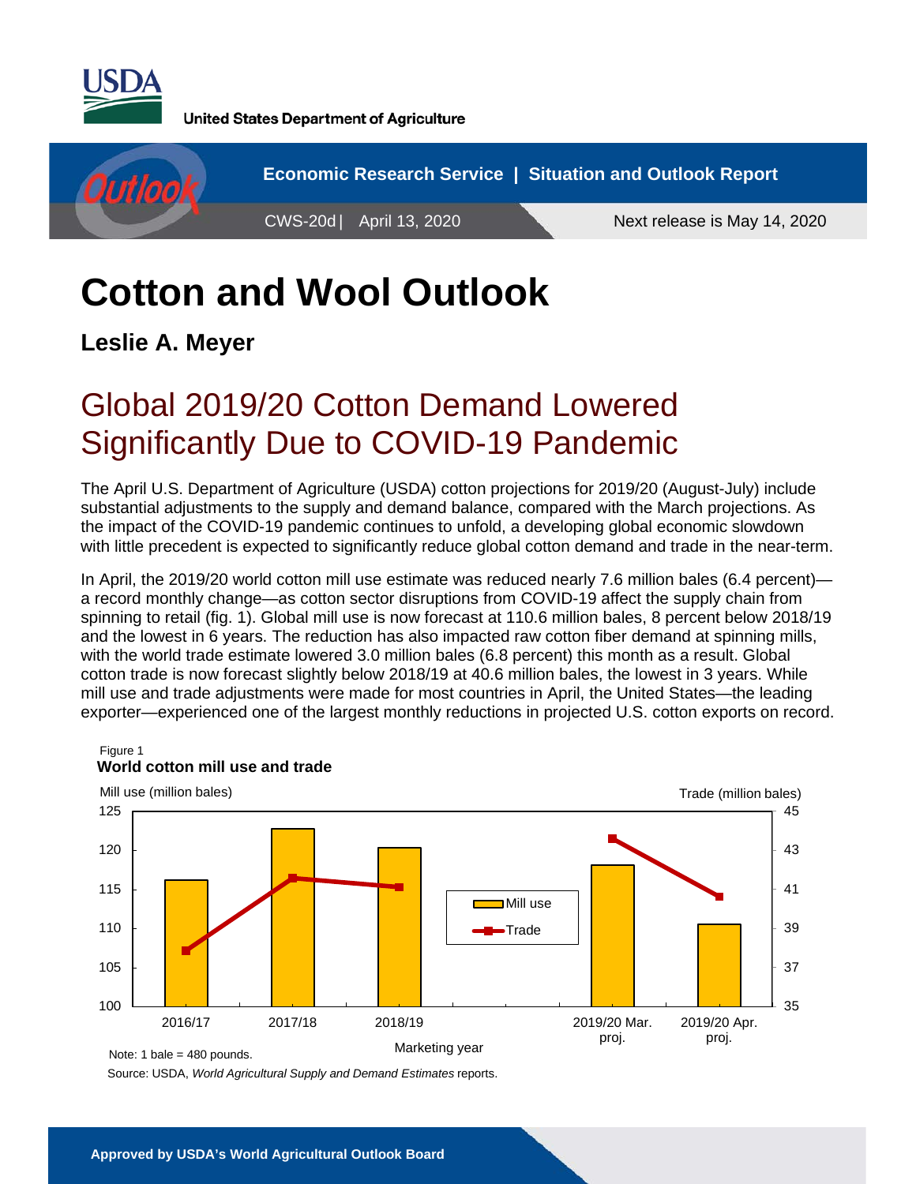United States Department of Agriculture

Economic Research Service | Situation and Outlook Report

CWS-20d | April 13, 2020

Next release is May 14, 2020

# Cotton and Wool Outlook

**Leslie A. Meyer**

## Global 2019/20 Cotton Demand Lowered Significantly Due to COVID-19 Pandemic

The April U.S. Department of Agriculture (USDA) cotton projections for 2019/20 (August-July) include substantial adjustments to the supply and demand balance, compared with the March projections. As the impact of the COVID-19 pandemic continues to unfold, a developing global economic slowdown with little precedent is expected to significantly reduce global cotton demand and trade in the near-term.

In April, the 2019/20 world cotton mill use estimate was reduced nearly 7.6 million bales (6.4 percent)—a record monthly change—as cotton sector disruptions from COVID-19 affect the supply chain from spinning to retail (fig. 1). Global mill use is now forecast at 110.6 million bales, 8 percent below 2018/19 and the lowest in 6 years. The reduction has also impacted raw cotton fiber demand at spinning mills, with the world trade estimate lowered 3.0 million bales (6.8 percent) this month as a result. Global cotton trade is now forecast slightly below 2018/19 at 40.6 million bales, the lowest in 3 years. While mill use and trade adjustments were made for most countries in April, the United States—the leading exporter—experienced one of the largest monthly reductions in projected U.S. cotton exports on record.

Figure 1
**World cotton mill use and trade**

Mill use (million bales) / Trade (million bales)

Legend: Mill use; Trade

Marketing year: 2016/17, 2017/18, 2018/19, 2019/20 Mar. proj., 2019/20 Apr. proj.

Note: 1 bale = 480 pounds.

Source: USDA, *World Agricultural Supply and Demand Estimates* reports.

Approved by USDA's World Agricultural Outlook Board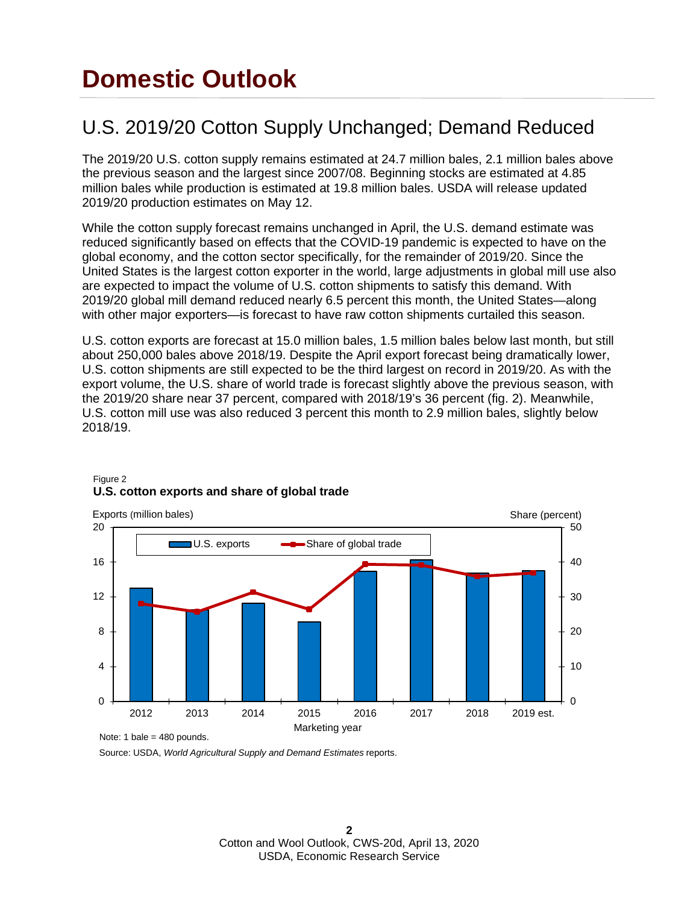# Domestic Outlook

## U.S. 2019/20 Cotton Supply Unchanged; Demand Reduced

The 2019/20 U.S. cotton supply remains estimated at 24.7 million bales, 2.1 million bales above the previous season and the largest since 2007/08. Beginning stocks are estimated at 4.85 million bales while production is estimated at 19.8 million bales. USDA will release updated 2019/20 production estimates on May 12.

While the cotton supply forecast remains unchanged in April, the U.S. demand estimate was reduced significantly based on effects that the COVID-19 pandemic is expected to have on the global economy, and the cotton sector specifically, for the remainder of 2019/20. Since the United States is the largest cotton exporter in the world, large adjustments in global mill use also are expected to impact the volume of U.S. cotton shipments to satisfy this demand. With 2019/20 global mill demand reduced nearly 6.5 percent this month, the United States—along with other major exporters—is forecast to have raw cotton shipments curtailed this season.

U.S. cotton exports are forecast at 15.0 million bales, 1.5 million bales below last month, but still about 250,000 bales above 2018/19. Despite the April export forecast being dramatically lower, U.S. cotton shipments are still expected to be the third largest on record in 2019/20. As with the export volume, the U.S. share of world trade is forecast slightly above the previous season, with the 2019/20 share near 37 percent, compared with 2018/19's 36 percent (fig. 2). Meanwhile, U.S. cotton mill use was also reduced 3 percent this month to 2.9 million bales, slightly below 2018/19.

Figure 2
**U.S. cotton exports and share of global trade**

Exports (million bales) / Share (percent)

Legend: U.S. exports; Share of global trade

Marketing year: 2012, 2013, 2014, 2015, 2016, 2017, 2018, 2019 est.

Note: 1 bale = 480 pounds.

Source: USDA, *World Agricultural Supply and Demand Estimates* reports.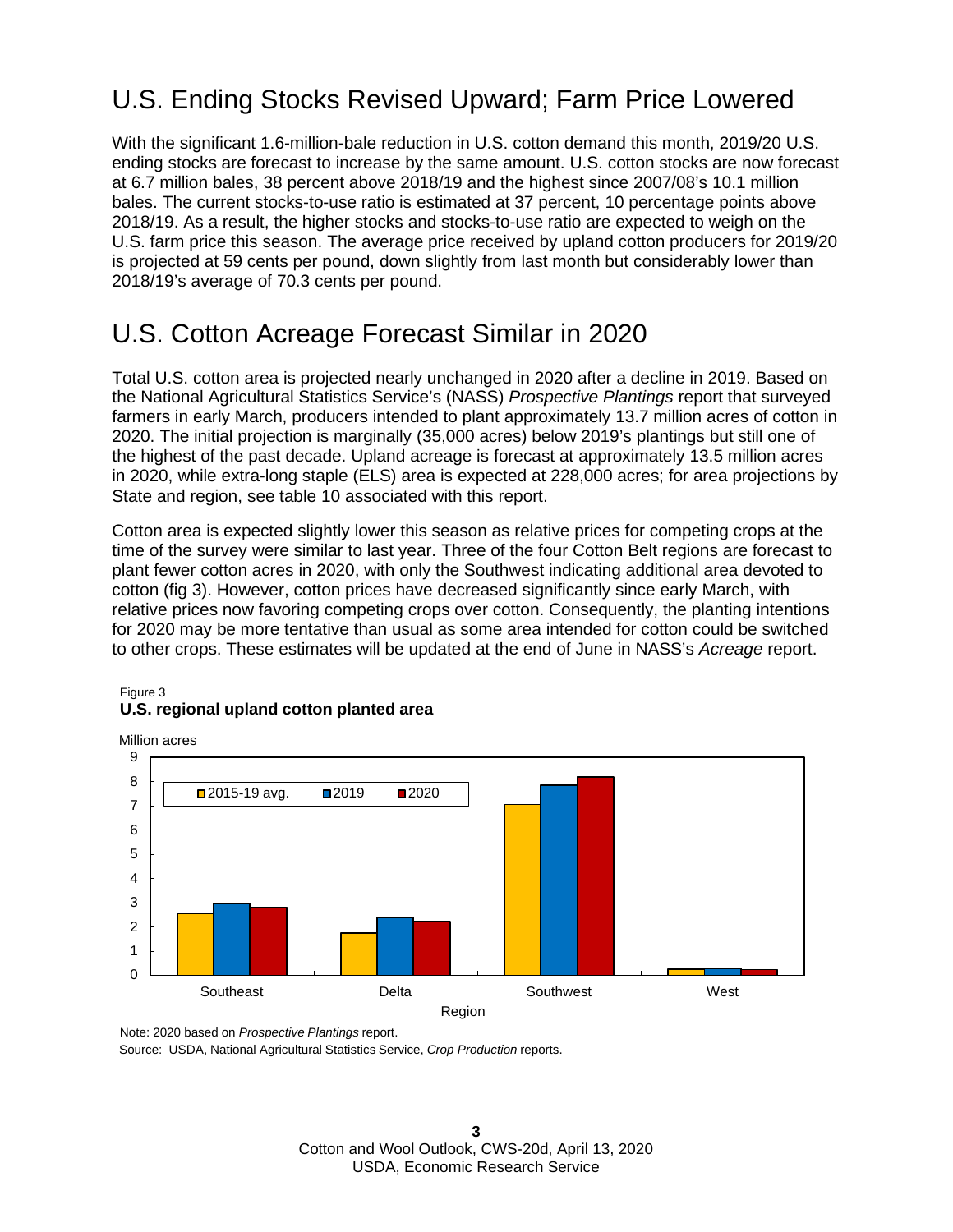# U.S. Ending Stocks Revised Upward; Farm Price Lowered

With the significant 1.6-million-bale reduction in U.S. cotton demand this month, 2019/20 U.S. ending stocks are forecast to increase by the same amount. U.S. cotton stocks are now forecast at 6.7 million bales, 38 percent above 2018/19 and the highest since 2007/08's 10.1 million bales. The current stocks-to-use ratio is estimated at 37 percent, 10 percentage points above 2018/19. As a result, the higher stocks and stocks-to-use ratio are expected to weigh on the U.S. farm price this season. The average price received by upland cotton producers for 2019/20 is projected at 59 cents per pound, down slightly from last month but considerably lower than 2018/19's average of 70.3 cents per pound.

# U.S. Cotton Acreage Forecast Similar in 2020

Total U.S. cotton area is projected nearly unchanged in 2020 after a decline in 2019. Based on the National Agricultural Statistics Service's (NASS) *Prospective Plantings* report that surveyed farmers in early March, producers intended to plant approximately 13.7 million acres of cotton in 2020. The initial projection is marginally (35,000 acres) below 2019's plantings but still one of the highest of the past decade. Upland acreage is forecast at approximately 13.5 million acres in 2020, while extra-long staple (ELS) area is expected at 228,000 acres; for area projections by State and region, see table 10 associated with this report.

Cotton area is expected slightly lower this season as relative prices for competing crops at the time of the survey were similar to last year. Three of the four Cotton Belt regions are forecast to plant fewer cotton acres in 2020, with only the Southwest indicating additional area devoted to cotton (fig 3). However, cotton prices have decreased significantly since early March, with relative prices now favoring competing crops over cotton. Consequently, the planting intentions for 2020 may be more tentative than usual as some area intended for cotton could be switched to other crops. These estimates will be updated at the end of June in NASS's *Acreage* report.

Figure 3
**U.S. regional upland cotton planted area**

Million acres

2015-19 avg. | 2019 | 2020

Southeast | Delta | Southwest | West

Region

Note: 2020 based on *Prospective Plantings* report.
Source: USDA, National Agricultural Statistics Service, *Crop Production* reports.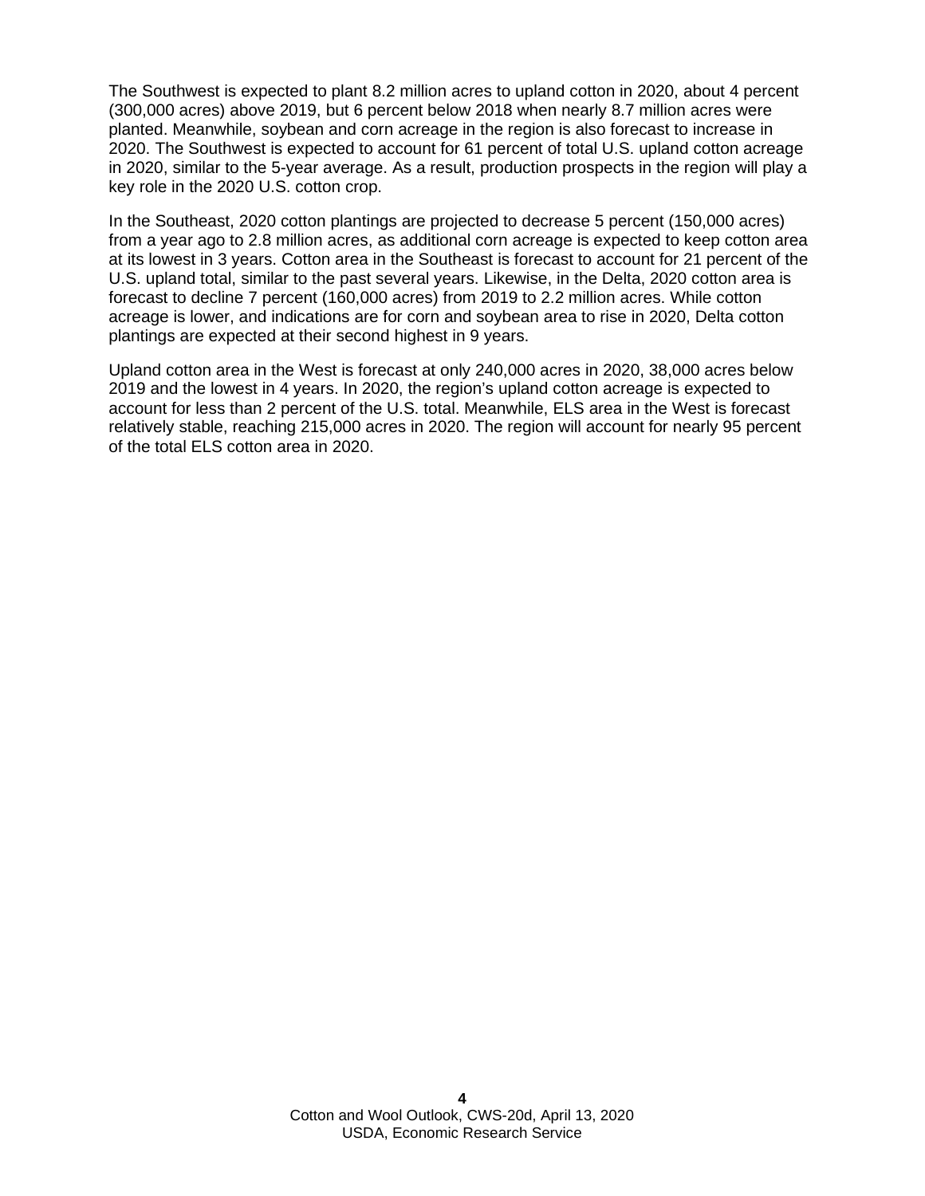The Southwest is expected to plant 8.2 million acres to upland cotton in 2020, about 4 percent (300,000 acres) above 2019, but 6 percent below 2018 when nearly 8.7 million acres were planted. Meanwhile, soybean and corn acreage in the region is also forecast to increase in 2020. The Southwest is expected to account for 61 percent of total U.S. upland cotton acreage in 2020, similar to the 5-year average. As a result, production prospects in the region will play a key role in the 2020 U.S. cotton crop.

In the Southeast, 2020 cotton plantings are projected to decrease 5 percent (150,000 acres) from a year ago to 2.8 million acres, as additional corn acreage is expected to keep cotton area at its lowest in 3 years. Cotton area in the Southeast is forecast to account for 21 percent of the U.S. upland total, similar to the past several years. Likewise, in the Delta, 2020 cotton area is forecast to decline 7 percent (160,000 acres) from 2019 to 2.2 million acres. While cotton acreage is lower, and indications are for corn and soybean area to rise in 2020, Delta cotton plantings are expected at their second highest in 9 years.

Upland cotton area in the West is forecast at only 240,000 acres in 2020, 38,000 acres below 2019 and the lowest in 4 years. In 2020, the region's upland cotton acreage is expected to account for less than 2 percent of the U.S. total. Meanwhile, ELS area in the West is forecast relatively stable, reaching 215,000 acres in 2020. The region will account for nearly 95 percent of the total ELS cotton area in 2020.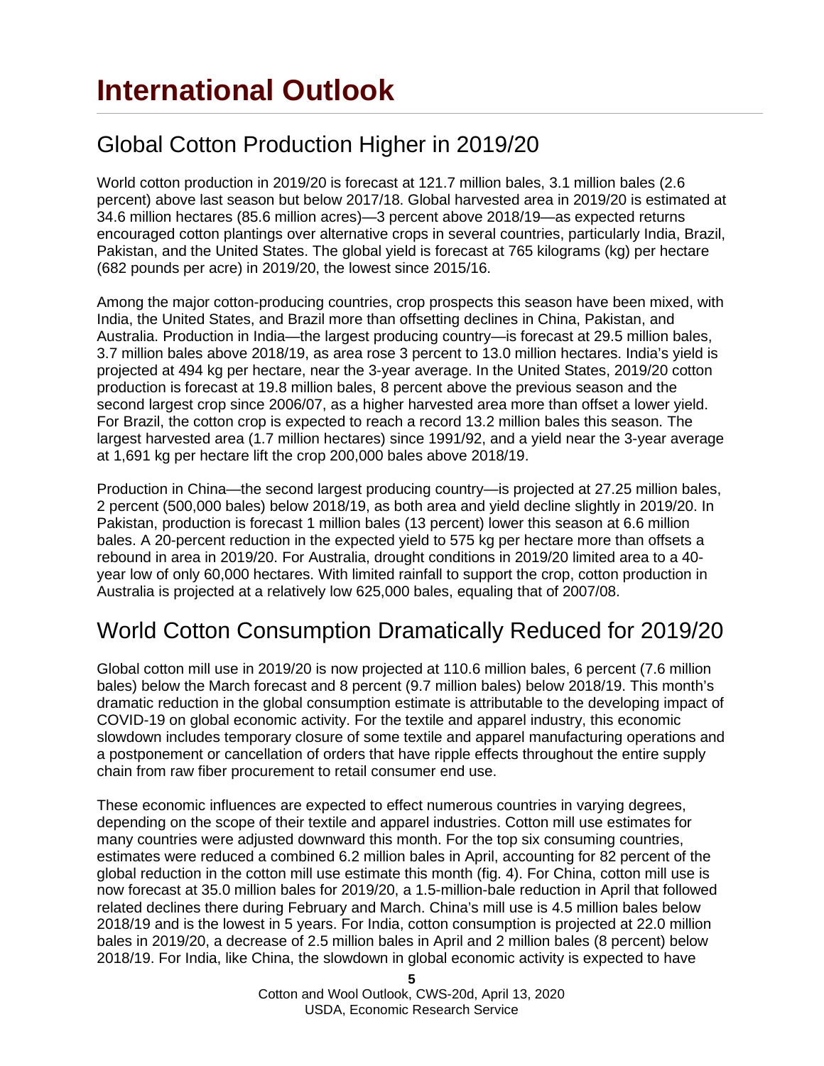# International Outlook

## Global Cotton Production Higher in 2019/20

World cotton production in 2019/20 is forecast at 121.7 million bales, 3.1 million bales (2.6 percent) above last season but below 2017/18. Global harvested area in 2019/20 is estimated at 34.6 million hectares (85.6 million acres)—3 percent above 2018/19—as expected returns encouraged cotton plantings over alternative crops in several countries, particularly India, Brazil, Pakistan, and the United States. The global yield is forecast at 765 kilograms (kg) per hectare (682 pounds per acre) in 2019/20, the lowest since 2015/16.

Among the major cotton-producing countries, crop prospects this season have been mixed, with India, the United States, and Brazil more than offsetting declines in China, Pakistan, and Australia. Production in India—the largest producing country—is forecast at 29.5 million bales, 3.7 million bales above 2018/19, as area rose 3 percent to 13.0 million hectares. India's yield is projected at 494 kg per hectare, near the 3-year average. In the United States, 2019/20 cotton production is forecast at 19.8 million bales, 8 percent above the previous season and the second largest crop since 2006/07, as a higher harvested area more than offset a lower yield. For Brazil, the cotton crop is expected to reach a record 13.2 million bales this season. The largest harvested area (1.7 million hectares) since 1991/92, and a yield near the 3-year average at 1,691 kg per hectare lift the crop 200,000 bales above 2018/19.

Production in China—the second largest producing country—is projected at 27.25 million bales, 2 percent (500,000 bales) below 2018/19, as both area and yield decline slightly in 2019/20. In Pakistan, production is forecast 1 million bales (13 percent) lower this season at 6.6 million bales. A 20-percent reduction in the expected yield to 575 kg per hectare more than offsets a rebound in area in 2019/20. For Australia, drought conditions in 2019/20 limited area to a 40-year low of only 60,000 hectares. With limited rainfall to support the crop, cotton production in Australia is projected at a relatively low 625,000 bales, equaling that of 2007/08.

## World Cotton Consumption Dramatically Reduced for 2019/20

Global cotton mill use in 2019/20 is now projected at 110.6 million bales, 6 percent (7.6 million bales) below the March forecast and 8 percent (9.7 million bales) below 2018/19. This month's dramatic reduction in the global consumption estimate is attributable to the developing impact of COVID-19 on global economic activity. For the textile and apparel industry, this economic slowdown includes temporary closure of some textile and apparel manufacturing operations and a postponement or cancellation of orders that have ripple effects throughout the entire supply chain from raw fiber procurement to retail consumer end use.

These economic influences are expected to effect numerous countries in varying degrees, depending on the scope of their textile and apparel industries. Cotton mill use estimates for many countries were adjusted downward this month. For the top six consuming countries, estimates were reduced a combined 6.2 million bales in April, accounting for 82 percent of the global reduction in the cotton mill use estimate this month (fig. 4). For China, cotton mill use is now forecast at 35.0 million bales for 2019/20, a 1.5-million-bale reduction in April that followed related declines there during February and March. China's mill use is 4.5 million bales below 2018/19 and is the lowest in 5 years. For India, cotton consumption is projected at 22.0 million bales in 2019/20, a decrease of 2.5 million bales in April and 2 million bales (8 percent) below 2018/19. For India, like China, the slowdown in global economic activity is expected to have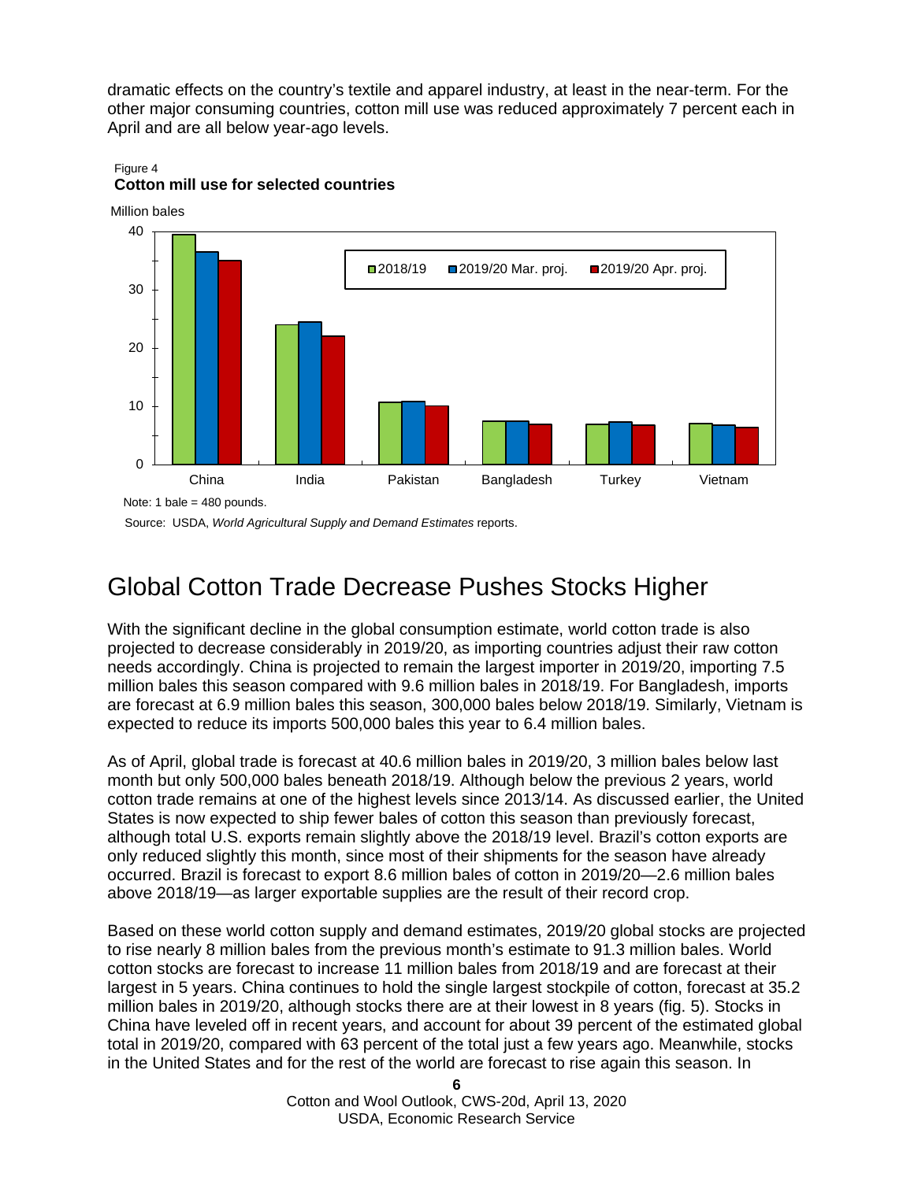dramatic effects on the country's textile and apparel industry, at least in the near-term. For the other major consuming countries, cotton mill use was reduced approximately 7 percent each in April and are all below year-ago levels.

Figure 4
**Cotton mill use for selected countries**

Million bales

Note: 1 bale = 480 pounds.

Source: USDA, *World Agricultural Supply and Demand Estimates* reports.

# Global Cotton Trade Decrease Pushes Stocks Higher

With the significant decline in the global consumption estimate, world cotton trade is also projected to decrease considerably in 2019/20, as importing countries adjust their raw cotton needs accordingly. China is projected to remain the largest importer in 2019/20, importing 7.5 million bales this season compared with 9.6 million bales in 2018/19. For Bangladesh, imports are forecast at 6.9 million bales this season, 300,000 bales below 2018/19. Similarly, Vietnam is expected to reduce its imports 500,000 bales this year to 6.4 million bales.

As of April, global trade is forecast at 40.6 million bales in 2019/20, 3 million bales below last month but only 500,000 bales beneath 2018/19. Although below the previous 2 years, world cotton trade remains at one of the highest levels since 2013/14. As discussed earlier, the United States is now expected to ship fewer bales of cotton this season than previously forecast, although total U.S. exports remain slightly above the 2018/19 level. Brazil's cotton exports are only reduced slightly this month, since most of their shipments for the season have already occurred. Brazil is forecast to export 8.6 million bales of cotton in 2019/20—2.6 million bales above 2018/19—as larger exportable supplies are the result of their record crop.

Based on these world cotton supply and demand estimates, 2019/20 global stocks are projected to rise nearly 8 million bales from the previous month's estimate to 91.3 million bales. World cotton stocks are forecast to increase 11 million bales from 2018/19 and are forecast at their largest in 5 years. China continues to hold the single largest stockpile of cotton, forecast at 35.2 million bales in 2019/20, although stocks there are at their lowest in 8 years (fig. 5). Stocks in China have leveled off in recent years, and account for about 39 percent of the estimated global total in 2019/20, compared with 63 percent of the total just a few years ago. Meanwhile, stocks in the United States and for the rest of the world are forecast to rise again this season. In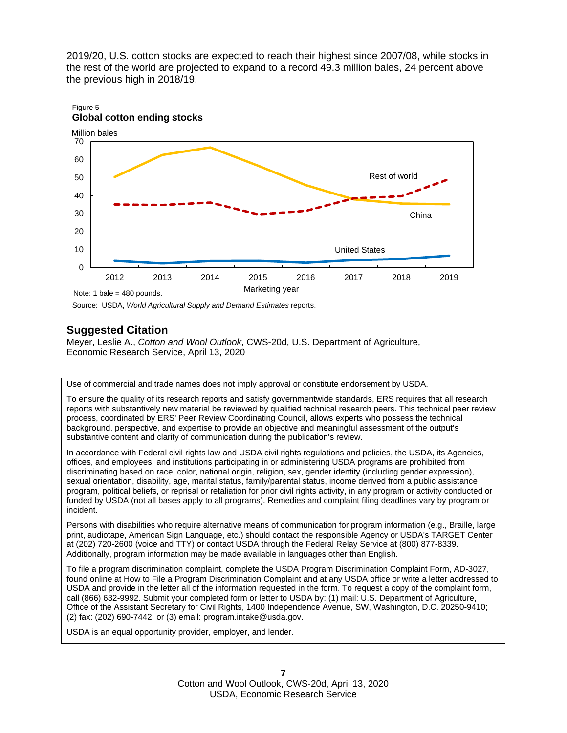2019/20, U.S. cotton stocks are expected to reach their highest since 2007/08, while stocks in the rest of the world are projected to expand to a record 49.3 million bales, 24 percent above the previous high in 2018/19.

Figure 5
**Global cotton ending stocks**

Million bales
70
60
50
40
30
20
10
0
2012 2013 2014 2015 2016 2017 2018 2019
Marketing year
Rest of world
China
United States

Note: 1 bale = 480 pounds.

Source: USDA, *World Agricultural Supply and Demand Estimates* reports.

## Suggested Citation

Meyer, Leslie A., *Cotton and Wool Outlook*, CWS-20d, U.S. Department of Agriculture, Economic Research Service, April 13, 2020

Use of commercial and trade names does not imply approval or constitute endorsement by USDA.

To ensure the quality of its research reports and satisfy governmentwide standards, ERS requires that all research reports with substantively new material be reviewed by qualified technical research peers. This technical peer review process, coordinated by ERS' Peer Review Coordinating Council, allows experts who possess the technical background, perspective, and expertise to provide an objective and meaningful assessment of the output's substantive content and clarity of communication during the publication's review.

In accordance with Federal civil rights law and USDA civil rights regulations and policies, the USDA, its Agencies, offices, and employees, and institutions participating in or administering USDA programs are prohibited from discriminating based on race, color, national origin, religion, sex, gender identity (including gender expression), sexual orientation, disability, age, marital status, family/parental status, income derived from a public assistance program, political beliefs, or reprisal or retaliation for prior civil rights activity, in any program or activity conducted or funded by USDA (not all bases apply to all programs). Remedies and complaint filing deadlines vary by program or incident.

Persons with disabilities who require alternative means of communication for program information (e.g., Braille, large print, audiotape, American Sign Language, etc.) should contact the responsible Agency or USDA's TARGET Center at (202) 720-2600 (voice and TTY) or contact USDA through the Federal Relay Service at (800) 877-8339. Additionally, program information may be made available in languages other than English.

To file a program discrimination complaint, complete the USDA Program Discrimination Complaint Form, AD-3027, found online at How to File a Program Discrimination Complaint and at any USDA office or write a letter addressed to USDA and provide in the letter all of the information requested in the form. To request a copy of the complaint form, call (866) 632-9992. Submit your completed form or letter to USDA by: (1) mail: U.S. Department of Agriculture, Office of the Assistant Secretary for Civil Rights, 1400 Independence Avenue, SW, Washington, D.C. 20250-9410; (2) fax: (202) 690-7442; or (3) email: program.intake@usda.gov.

USDA is an equal opportunity provider, employer, and lender.